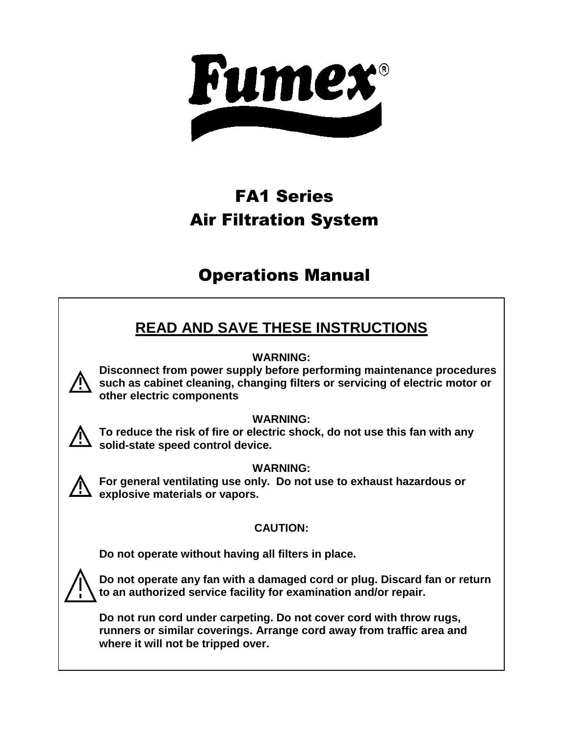# Fumex®

# FA1 Series
# Air Filtration System

# Operations Manual

## READ AND SAVE THESE INSTRUCTIONS

**WARNING:**

**Disconnect from power supply before performing maintenance procedures such as cabinet cleaning, changing filters or servicing of electric motor or other electric components**

**WARNING:**

**To reduce the risk of fire or electric shock, do not use this fan with any solid-state speed control device.**

**WARNING:**

**For general ventilating use only. Do not use to exhaust hazardous or explosive materials or vapors.**

**CAUTION:**

**Do not operate without having all filters in place.**

**Do not operate any fan with a damaged cord or plug. Discard fan or return to an authorized service facility for examination and/or repair.**

**Do not run cord under carpeting. Do not cover cord with throw rugs, runners or similar coverings. Arrange cord away from traffic area and where it will not be tripped over.**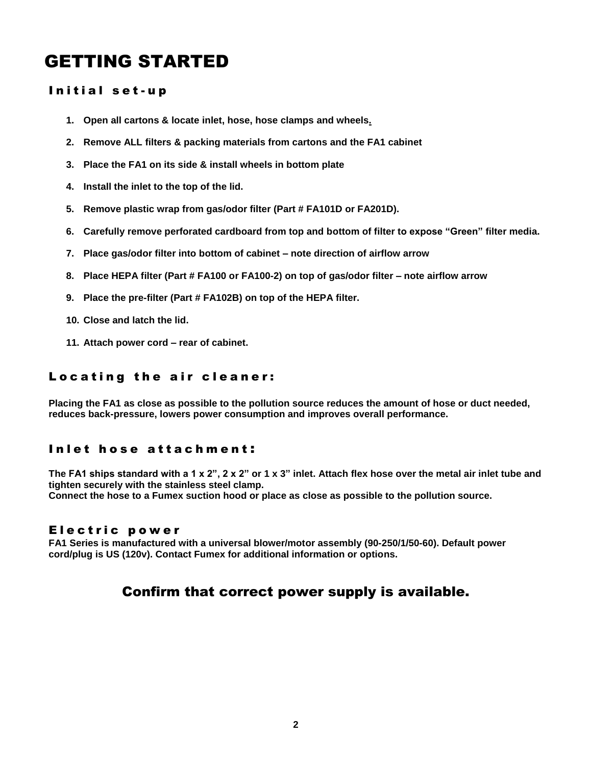# GETTING STARTED

## Initial set-up

1. **Open all cartons & locate inlet, hose, hose clamps and wheels.**
2. **Remove ALL filters & packing materials from cartons and the FA1 cabinet**
3. **Place the FA1 on its side & install wheels in bottom plate**
4. **Install the inlet to the top of the lid.**
5. **Remove plastic wrap from gas/odor filter (Part # FA101D or FA201D).**
6. **Carefully remove perforated cardboard from top and bottom of filter to expose "Green" filter media.**
7. **Place gas/odor filter into bottom of cabinet – note direction of airflow arrow**
8. **Place HEPA filter (Part # FA100 or FA100-2) on top of gas/odor filter – note airflow arrow**
9. **Place the pre-filter (Part # FA102B) on top of the HEPA filter.**
10. **Close and latch the lid.**
11. **Attach power cord – rear of cabinet.**

## Locating the air cleaner:

**Placing the FA1 as close as possible to the pollution source reduces the amount of hose or duct needed, reduces back-pressure, lowers power consumption and improves overall performance.**

## Inlet hose attachment:

**The FA1 ships standard with a 1 x 2", 2 x 2" or 1 x 3" inlet. Attach flex hose over the metal air inlet tube and tighten securely with the stainless steel clamp.**
**Connect the hose to a Fumex suction hood or place as close as possible to the pollution source.**

## Electric power

**FA1 Series is manufactured with a universal blower/motor assembly (90-250/1/50-60). Default power cord/plug is US (120v). Contact Fumex for additional information or options.**

### Confirm that correct power supply is available.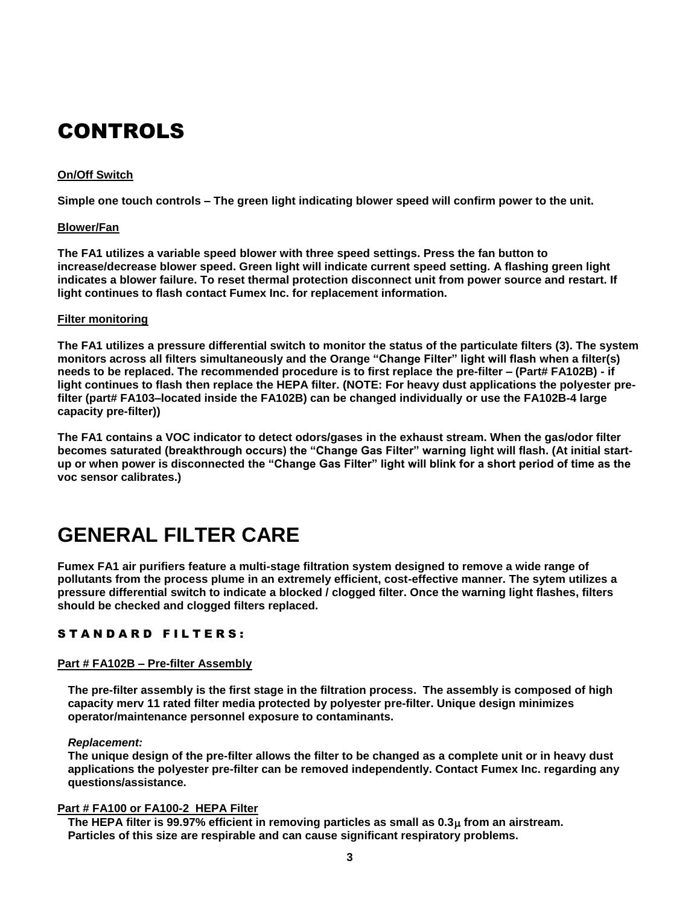# CONTROLS

**On/Off Switch**

**Simple one touch controls – The green light indicating blower speed will confirm power to the unit.**

**Blower/Fan**

**The FA1 utilizes a variable speed blower with three speed settings. Press the fan button to increase/decrease blower speed. Green light will indicate current speed setting. A flashing green light indicates a blower failure. To reset thermal protection disconnect unit from power source and restart. If light continues to flash contact Fumex Inc. for replacement information.**

**Filter monitoring**

**The FA1 utilizes a pressure differential switch to monitor the status of the particulate filters (3). The system monitors across all filters simultaneously and the Orange "Change Filter" light will flash when a filter(s) needs to be replaced. The recommended procedure is to first replace the pre-filter – (Part# FA102B) - if light continues to flash then replace the HEPA filter. (NOTE: For heavy dust applications the polyester pre-filter (part# FA103–located inside the FA102B) can be changed individually or use the FA102B-4 large capacity pre-filter))**

**The FA1 contains a VOC indicator to detect odors/gases in the exhaust stream. When the gas/odor filter becomes saturated (breakthrough occurs) the "Change Gas Filter" warning light will flash. (At initial start-up or when power is disconnected the "Change Gas Filter" light will blink for a short period of time as the voc sensor calibrates.)**

# GENERAL FILTER CARE

**Fumex FA1 air purifiers feature a multi-stage filtration system designed to remove a wide range of pollutants from the process plume in an extremely efficient, cost-effective manner. The sytem utilizes a pressure differential switch to indicate a blocked / clogged filter. Once the warning light flashes, filters should be checked and clogged filters replaced.**

## STANDARD FILTERS:

**Part # FA102B – Pre-filter Assembly**

**The pre-filter assembly is the first stage in the filtration process. The assembly is composed of high capacity merv 11 rated filter media protected by polyester pre-filter. Unique design minimizes operator/maintenance personnel exposure to contaminants.**

***Replacement:***
**The unique design of the pre-filter allows the filter to be changed as a complete unit or in heavy dust applications the polyester pre-filter can be removed independently. Contact Fumex Inc. regarding any questions/assistance.**

**Part # FA100 or FA100-2 HEPA Filter**
**The HEPA filter is 99.97% efficient in removing particles as small as 0.3μ from an airstream. Particles of this size are respirable and can cause significant respiratory problems.**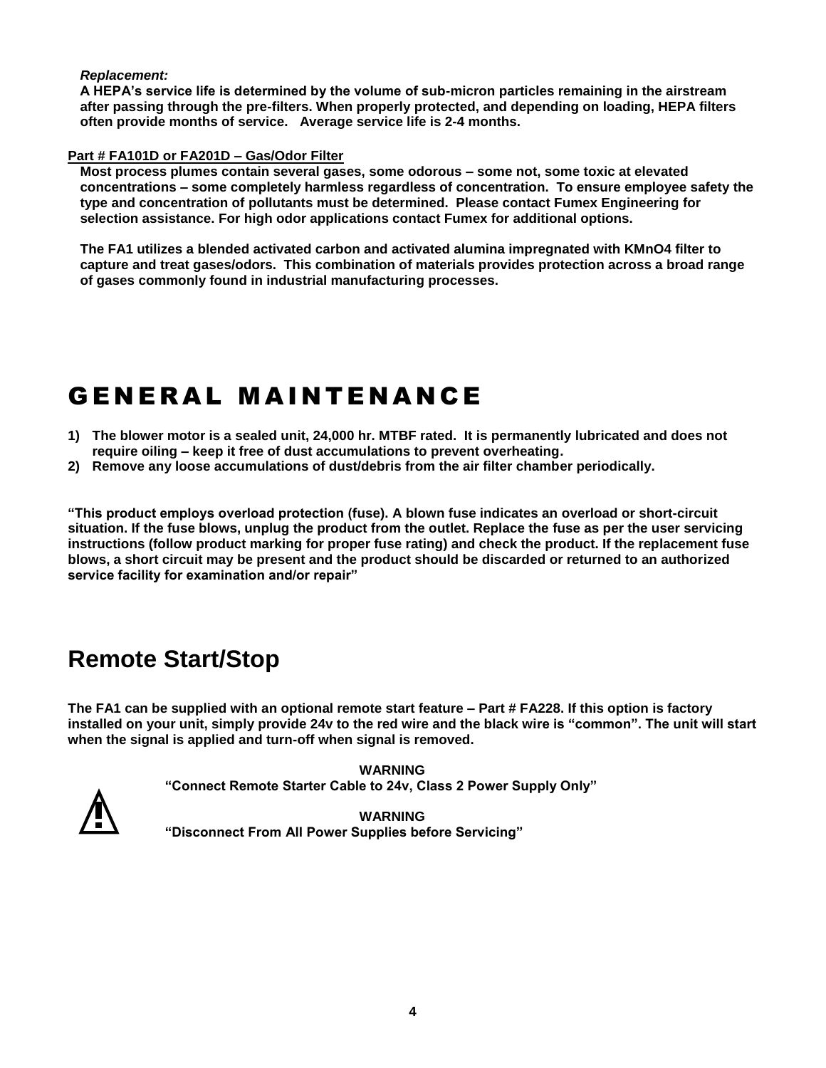***Replacement:***
**A HEPA's service life is determined by the volume of sub-micron particles remaining in the airstream after passing through the pre-filters. When properly protected, and depending on loading, HEPA filters often provide months of service. Average service life is 2-4 months.**

**Part # FA101D or FA201D – Gas/Odor Filter**

**Most process plumes contain several gases, some odorous – some not, some toxic at elevated concentrations – some completely harmless regardless of concentration. To ensure employee safety the type and concentration of pollutants must be determined. Please contact Fumex Engineering for selection assistance. For high odor applications contact Fumex for additional options.**

**The FA1 utilizes a blended activated carbon and activated alumina impregnated with $KMnO_4$ filter to capture and treat gases/odors. This combination of materials provides protection across a broad range of gases commonly found in industrial manufacturing processes.**

# GENERAL MAINTENANCE

1) **The blower motor is a sealed unit, 24,000 hr. MTBF rated. It is permanently lubricated and does not require oiling – keep it free of dust accumulations to prevent overheating.**
2) **Remove any loose accumulations of dust/debris from the air filter chamber periodically.**

**"This product employs overload protection (fuse). A blown fuse indicates an overload or short-circuit situation. If the fuse blows, unplug the product from the outlet. Replace the fuse as per the user servicing instructions (follow product marking for proper fuse rating) and check the product. If the replacement fuse blows, a short circuit may be present and the product should be discarded or returned to an authorized service facility for examination and/or repair"**

# Remote Start/Stop

**The FA1 can be supplied with an optional remote start feature – Part # FA228. If this option is factory installed on your unit, simply provide 24v to the red wire and the black wire is "common". The unit will start when the signal is applied and turn-off when signal is removed.**

**WARNING**
**"Connect Remote Starter Cable to 24v, Class 2 Power Supply Only"**

**WARNING**
**"Disconnect From All Power Supplies before Servicing"**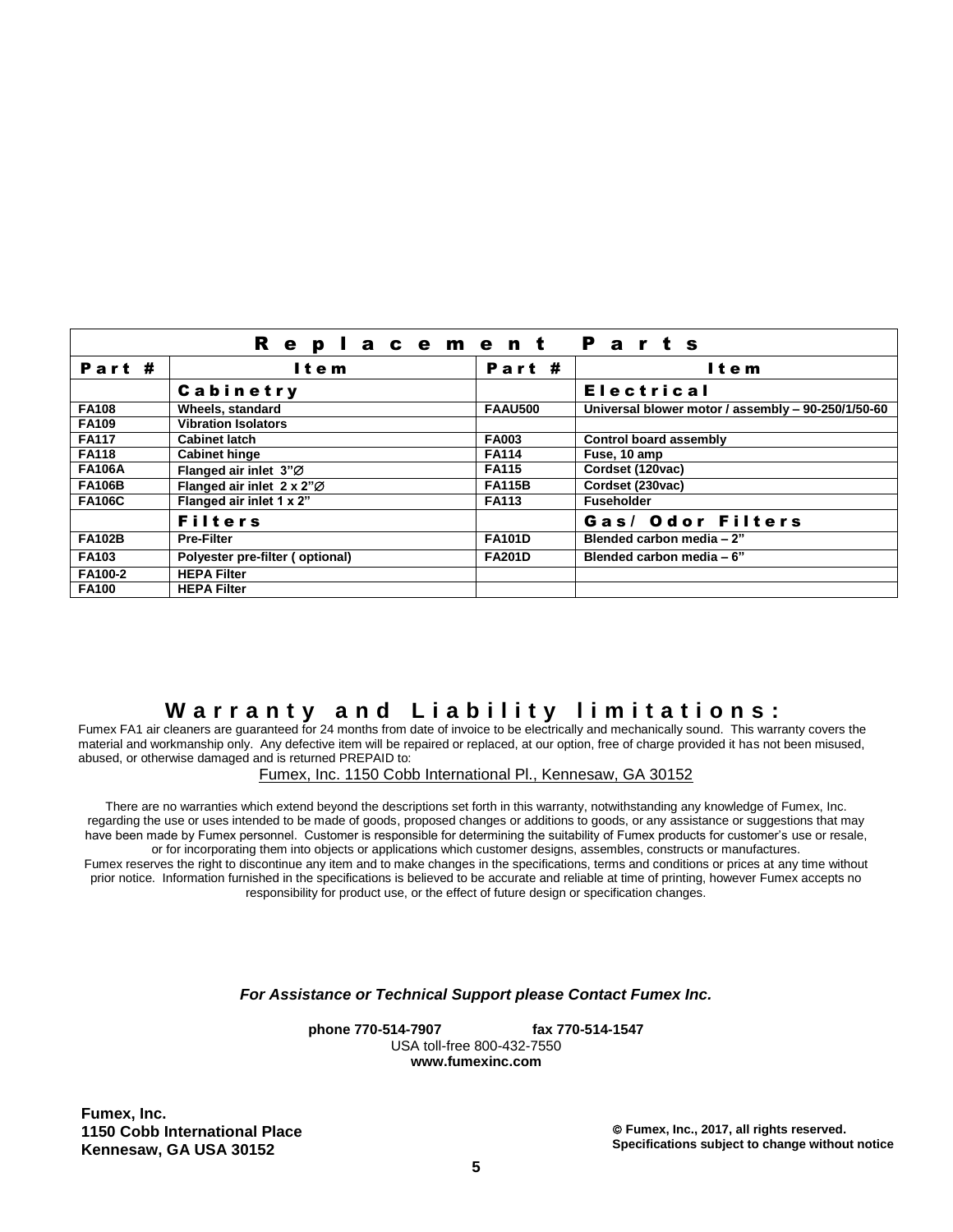| Replacement Parts | | | |
|---|---|---|---|
| **Part #** | **Item** | **Part #** | **Item** |
| | **Cabinetry** | | **Electrical** |
| **FA108** | **Wheels, standard** | **FAAU500** | **Universal blower motor / assembly – 90-250/1/50-60** |
| **FA109** | **Vibration Isolators** | | |
| **FA117** | **Cabinet latch** | **FA003** | **Control board assembly** |
| **FA118** | **Cabinet hinge** | **FA114** | **Fuse, 10 amp** |
| **FA106A** | **Flanged air inlet 3”∅** | **FA115** | **Cordset (120vac)** |
| **FA106B** | **Flanged air inlet 2 x 2”∅** | **FA115B** | **Cordset (230vac)** |
| **FA106C** | **Flanged air inlet 1 x 2”** | **FA113** | **Fuseholder** |
| | **Filters** | | **Gas/ Odor Filters** |
| **FA102B** | **Pre-Filter** | **FA101D** | **Blended carbon media – 2”** |
| **FA103** | **Polyester pre-filter ( optional)** | **FA201D** | **Blended carbon media – 6”** |
| **FA100-2** | **HEPA Filter** | | |
| **FA100** | **HEPA Filter** | | |

# Warranty and Liability limitations:

Fumex FA1 air cleaners are guaranteed for 24 months from date of invoice to be electrically and mechanically sound. This warranty covers the material and workmanship only. Any defective item will be repaired or replaced, at our option, free of charge provided it has not been misused, abused, or otherwise damaged and is returned PREPAID to:

Fumex, Inc. 1150 Cobb International Pl., Kennesaw, GA 30152

There are no warranties which extend beyond the descriptions set forth in this warranty, notwithstanding any knowledge of Fumex, Inc. regarding the use or uses intended to be made of goods, proposed changes or additions to goods, or any assistance or suggestions that may have been made by Fumex personnel. Customer is responsible for determining the suitability of Fumex products for customer's use or resale, or for incorporating them into objects or applications which customer designs, assembles, constructs or manufactures.
Fumex reserves the right to discontinue any item and to make changes in the specifications, terms and conditions or prices at any time without prior notice. Information furnished in the specifications is believed to be accurate and reliable at time of printing, however Fumex accepts no responsibility for product use, or the effect of future design or specification changes.

***For Assistance or Technical Support please Contact Fumex Inc.***

**phone 770-514-7907** **fax 770-514-1547**
USA toll-free 800-432-7550
**www.fumexinc.com**

**Fumex, Inc.**
**1150 Cobb International Place**
**Kennesaw, GA USA 30152**

**© Fumex, Inc., 2017, all rights reserved.**
**Specifications subject to change without notice**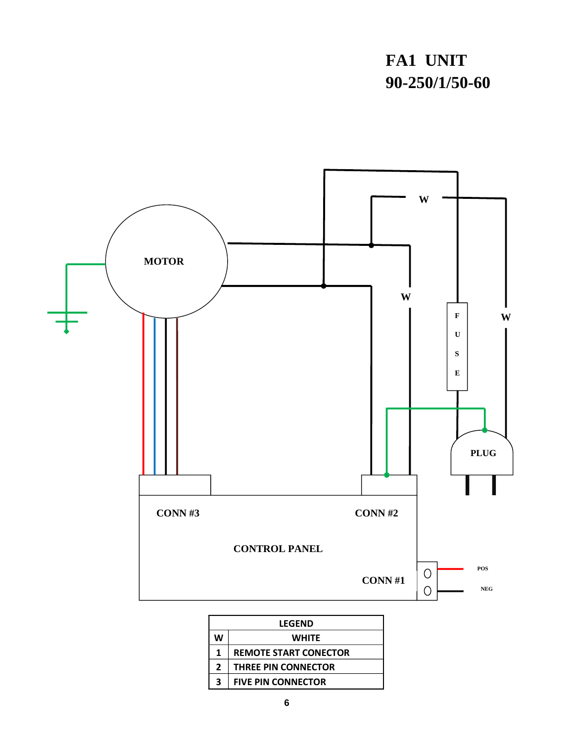# FA1 UNIT
# 90-250/1/50-60

MOTOR

W

W

W

FUSE

PLUG

CONN #3

CONN #2

CONTROL PANEL

CONN #1

POS

NEG

| LEGEND | |
|---|---|
| W | WHITE |
| 1 | REMOTE START CONECTOR |
| 2 | THREE PIN CONNECTOR |
| 3 | FIVE PIN CONNECTOR |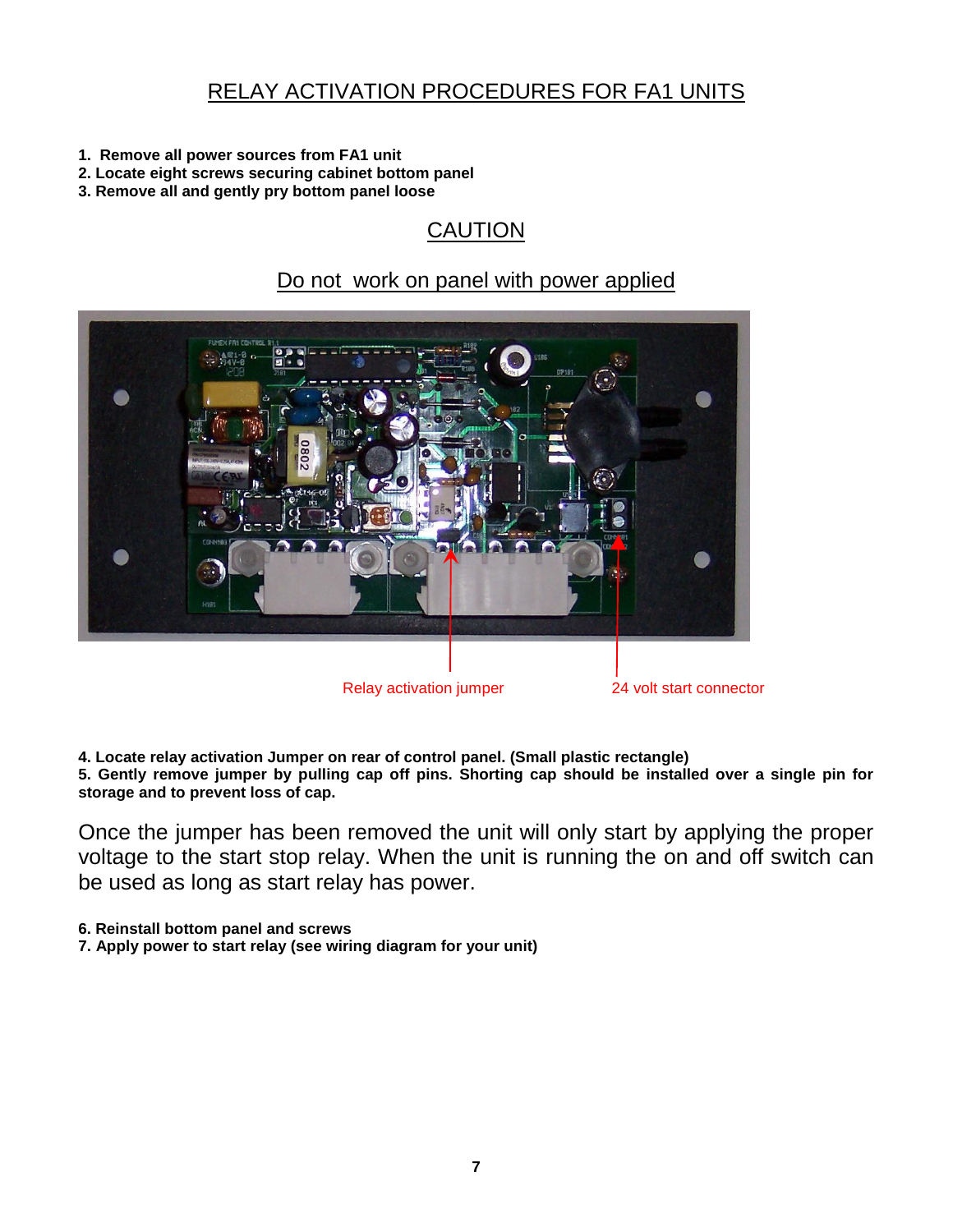# RELAY ACTIVATION PROCEDURES FOR FA1 UNITS

1. **Remove all power sources from FA1 unit**
2. **Locate eight screws securing cabinet bottom panel**
3. **Remove all and gently pry bottom panel loose**

## CAUTION

Do not work on panel with power applied

Relay activation jumper

24 volt start connector

4. **Locate relay activation Jumper on rear of control panel. (Small plastic rectangle)**
5. **Gently remove jumper by pulling cap off pins. Shorting cap should be installed over a single pin for storage and to prevent loss of cap.**

Once the jumper has been removed the unit will only start by applying the proper voltage to the start stop relay. When the unit is running the on and off switch can be used as long as start relay has power.

6. **Reinstall bottom panel and screws**
7. **Apply power to start relay (see wiring diagram for your unit)**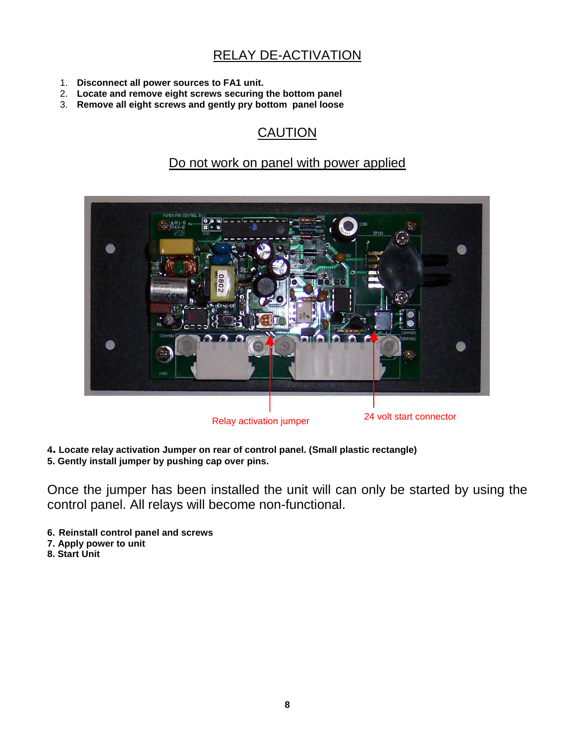## RELAY DE-ACTIVATION

1. **Disconnect all power sources to FA1 unit.**
2. **Locate and remove eight screws securing the bottom panel**
3. **Remove all eight screws and gently pry bottom panel loose**

## CAUTION

Do not work on panel with power applied

Relay activation jumper

24 volt start connector

**4. Locate relay activation Jumper on rear of control panel. (Small plastic rectangle)**
**5. Gently install jumper by pushing cap over pins.**

Once the jumper has been installed the unit will can only be started by using the control panel. All relays will become non-functional.

**6. Reinstall control panel and screws**
**7. Apply power to unit**
**8. Start Unit**